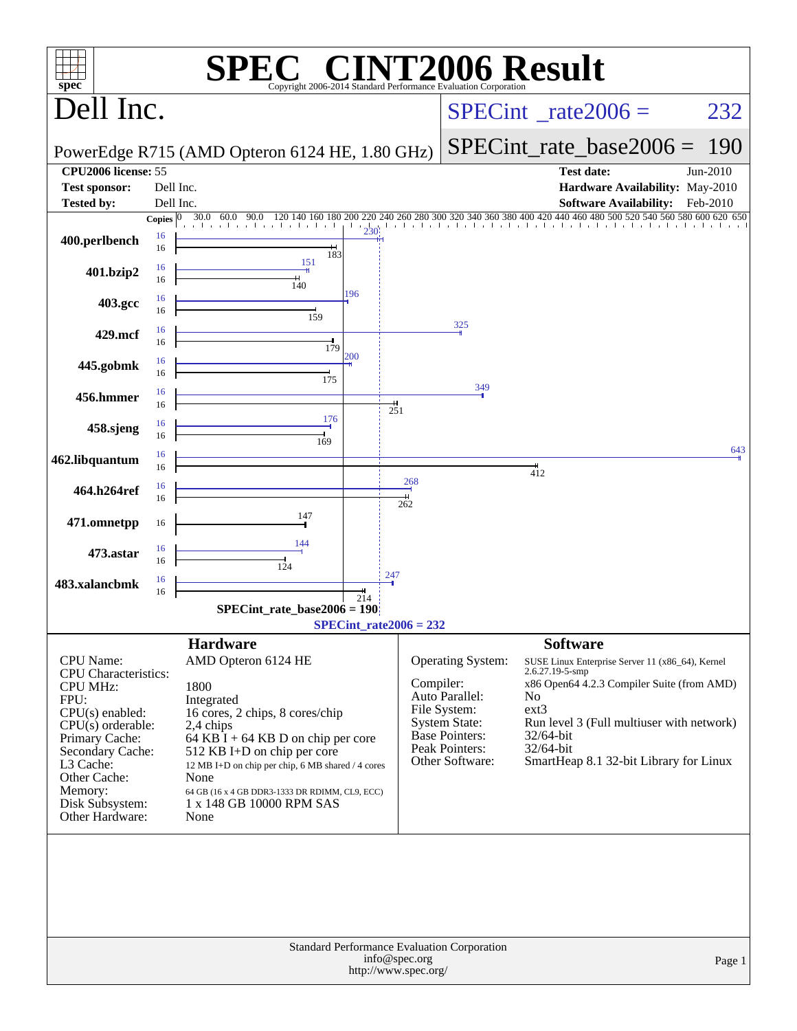# SPEC CINT2006 Result

Copyright 2006-2014 Standard Performance Evaluation Corporation

## Dell Inc.

PowerEdge R715 (AMD Opteron 6124 HE, 1.80 GHz)

SPECint_rate2006 = 232

SPECint_rate_base2006 = 190

| | | | |
|---|---|---|---|
| **CPU2006 license:** | 55 | **Test date:** | Jun-2010 |
| **Test sponsor:** | Dell Inc. | **Hardware Availability:** | May-2010 |
| **Tested by:** | Dell Inc. | **Software Availability:** | Feb-2010 |

| Benchmark | Copies (peak) | Peak | Copies (base) | Base |
|---|---|---|---|---|
| 400.perlbench | 16 | 230 | 16 | 183 |
| 401.bzip2 | 16 | 151 | 16 | 140 |
| 403.gcc | 16 | 196 | 16 | 159 |
| 429.mcf | 16 | 325 | 16 | 179 |
| 445.gobmk | 16 | 200 | 16 | 175 |
| 456.hmmer | 16 | 349 | 16 | 251 |
| 458.sjeng | 16 | 176 | 16 | 169 |
| 462.libquantum | 16 | 643 | 16 | 412 |
| 464.h264ref | 16 | 268 | 16 | 262 |
| 471.omnetpp | | | 16 | 147 |
| 473.astar | 16 | 144 | 16 | 124 |
| 483.xalancbmk | 16 | 247 | 16 | 214 |

SPECint_rate_base2006 = 190

SPECint_rate2006 = 232

### Hardware

| | |
|---|---|
| CPU Name: | AMD Opteron 6124 HE |
| CPU Characteristics: | |
| CPU MHz: | 1800 |
| FPU: | Integrated |
| CPU(s) enabled: | 16 cores, 2 chips, 8 cores/chip |
| CPU(s) orderable: | 2,4 chips |
| Primary Cache: | 64 KB I + 64 KB D on chip per core |
| Secondary Cache: | 512 KB I+D on chip per core |
| L3 Cache: | 12 MB I+D on chip per chip, 6 MB shared / 4 cores |
| Other Cache: | None |
| Memory: | 64 GB (16 x 4 GB DDR3-1333 DR RDIMM, CL9, ECC) |
| Disk Subsystem: | 1 x 148 GB 10000 RPM SAS |
| Other Hardware: | None |

### Software

| | |
|---|---|
| Operating System: | SUSE Linux Enterprise Server 11 (x86_64), Kernel 2.6.27.19-5-smp |
| Compiler: | x86 Open64 4.2.3 Compiler Suite (from AMD) |
| Auto Parallel: | No |
| File System: | ext3 |
| System State: | Run level 3 (Full multiuser with network) |
| Base Pointers: | 32/64-bit |
| Peak Pointers: | 32/64-bit |
| Other Software: | SmartHeap 8.1 32-bit Library for Linux |

Standard Performance Evaluation Corporation
info@spec.org
http://www.spec.org/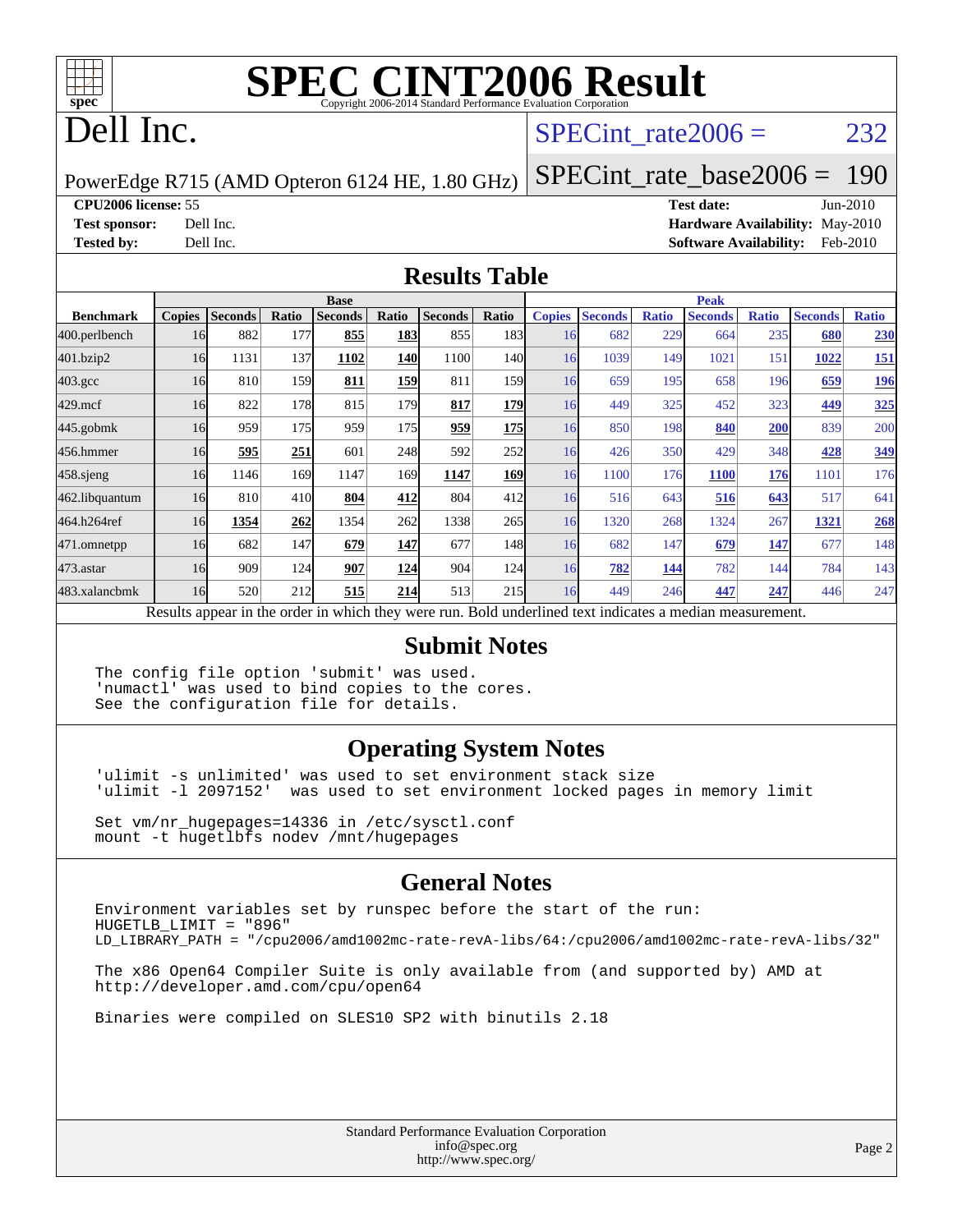# SPEC CINT2006 Result

Copyright 2006-2014 Standard Performance Evaluation Corporation

# Dell Inc.

PowerEdge R715 (AMD Opteron 6124 HE, 1.80 GHz)

SPECint_rate2006 = 232

SPECint_rate_base2006 = 190

**CPU2006 license:** 55
**Test sponsor:** Dell Inc.
**Tested by:** Dell Inc.

**Test date:** Jun-2010
**Hardware Availability:** May-2010
**Software Availability:** Feb-2010

## Results Table

| Benchmark | Base | | | | | | | Peak | | | | | | |
|---|---|---|---|---|---|---|---|---|---|---|---|---|---|---|
| | Copies | Seconds | Ratio | Seconds | Ratio | Seconds | Ratio | Copies | Seconds | Ratio | Seconds | Ratio | Seconds | Ratio |
| 400.perlbench | 16 | 882 | 177 | **855** | **183** | 855 | 183 | 16 | 682 | 229 | 664 | 235 | **680** | **230** |
| 401.bzip2 | 16 | 1131 | 137 | **1102** | **140** | 1100 | 140 | 16 | 1039 | 149 | 1021 | 151 | **1022** | **151** |
| 403.gcc | 16 | 810 | 159 | **811** | **159** | 811 | 159 | 16 | 659 | 195 | 658 | 196 | **659** | **196** |
| 429.mcf | 16 | 822 | 178 | 815 | 179 | **817** | **179** | 16 | 449 | 325 | 452 | 323 | **449** | **325** |
| 445.gobmk | 16 | 959 | 175 | 959 | 175 | **959** | **175** | 16 | 850 | 198 | **840** | **200** | 839 | 200 |
| 456.hmmer | 16 | **595** | **251** | 601 | 248 | 592 | 252 | 16 | 426 | 350 | 429 | 348 | **428** | **349** |
| 458.sjeng | 16 | 1146 | 169 | 1147 | 169 | **1147** | **169** | 16 | 1100 | 176 | **1100** | **176** | 1101 | 176 |
| 462.libquantum | 16 | 810 | 410 | **804** | **412** | 804 | 412 | 16 | 516 | 643 | **516** | **643** | 517 | 641 |
| 464.h264ref | 16 | **1354** | **262** | 1354 | 262 | 1338 | 265 | 16 | 1320 | 268 | 1324 | 267 | **1321** | **268** |
| 471.omnetpp | 16 | 682 | 147 | **679** | **147** | 677 | 148 | 16 | 682 | 147 | **679** | **147** | 677 | 148 |
| 473.astar | 16 | 909 | 124 | **907** | **124** | 904 | 124 | 16 | **782** | **144** | 782 | 144 | 784 | 143 |
| 483.xalancbmk | 16 | 520 | 212 | **515** | **214** | 513 | 215 | 16 | 449 | 246 | **447** | **247** | 446 | 247 |

Results appear in the order in which they were run. Bold underlined text indicates a median measurement.

## Submit Notes

```
The config file option 'submit' was used.
'numactl' was used to bind copies to the cores.
See the configuration file for details.
```

## Operating System Notes

```
'ulimit -s unlimited' was used to set environment stack size
'ulimit -l 2097152'  was used to set environment locked pages in memory limit

Set vm/nr_hugepages=14336 in /etc/sysctl.conf
mount -t hugetlbfs nodev /mnt/hugepages
```

## General Notes

```
Environment variables set by runspec before the start of the run:
HUGETLB_LIMIT = "896"
LD_LIBRARY_PATH = "/cpu2006/amd1002mc-rate-revA-libs/64:/cpu2006/amd1002mc-rate-revA-libs/32"

The x86 Open64 Compiler Suite is only available from (and supported by) AMD at
http://developer.amd.com/cpu/open64

Binaries were compiled on SLES10 SP2 with binutils 2.18
```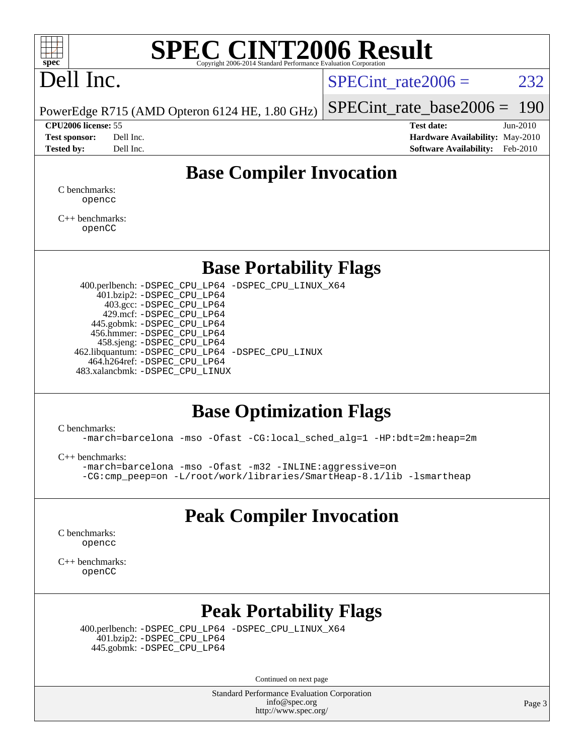# SPEC CINT2006 Result

Copyright 2006-2014 Standard Performance Evaluation Corporation

# Dell Inc.

PowerEdge R715 (AMD Opteron 6124 HE, 1.80 GHz)

SPECint_rate2006 = 232

SPECint_rate_base2006 = 190

**CPU2006 license:** 55
**Test sponsor:** Dell Inc.
**Tested by:** Dell Inc.

**Test date:** Jun-2010
**Hardware Availability:** May-2010
**Software Availability:** Feb-2010

## Base Compiler Invocation

C benchmarks:
```
opencc
```

C++ benchmarks:
```
openCC
```

## Base Portability Flags

```
400.perlbench: -DSPEC_CPU_LP64 -DSPEC_CPU_LINUX_X64
    401.bzip2: -DSPEC_CPU_LP64
      403.gcc: -DSPEC_CPU_LP64
      429.mcf: -DSPEC_CPU_LP64
    445.gobmk: -DSPEC_CPU_LP64
    456.hmmer: -DSPEC_CPU_LP64
    458.sjeng: -DSPEC_CPU_LP64
462.libquantum: -DSPEC_CPU_LP64 -DSPEC_CPU_LINUX
  464.h264ref: -DSPEC_CPU_LP64
483.xalancbmk: -DSPEC_CPU_LINUX
```

## Base Optimization Flags

C benchmarks:
```
-march=barcelona -mso -Ofast -CG:local_sched_alg=1 -HP:bdt=2m:heap=2m
```

C++ benchmarks:
```
-march=barcelona -mso -Ofast -m32 -INLINE:aggressive=on
-CG:cmp_peep=on -L/root/work/libraries/SmartHeap-8.1/lib -lsmartheap
```

## Peak Compiler Invocation

C benchmarks:
```
opencc
```

C++ benchmarks:
```
openCC
```

## Peak Portability Flags

```
400.perlbench: -DSPEC_CPU_LP64 -DSPEC_CPU_LINUX_X64
    401.bzip2: -DSPEC_CPU_LP64
    445.gobmk: -DSPEC_CPU_LP64
```

Continued on next page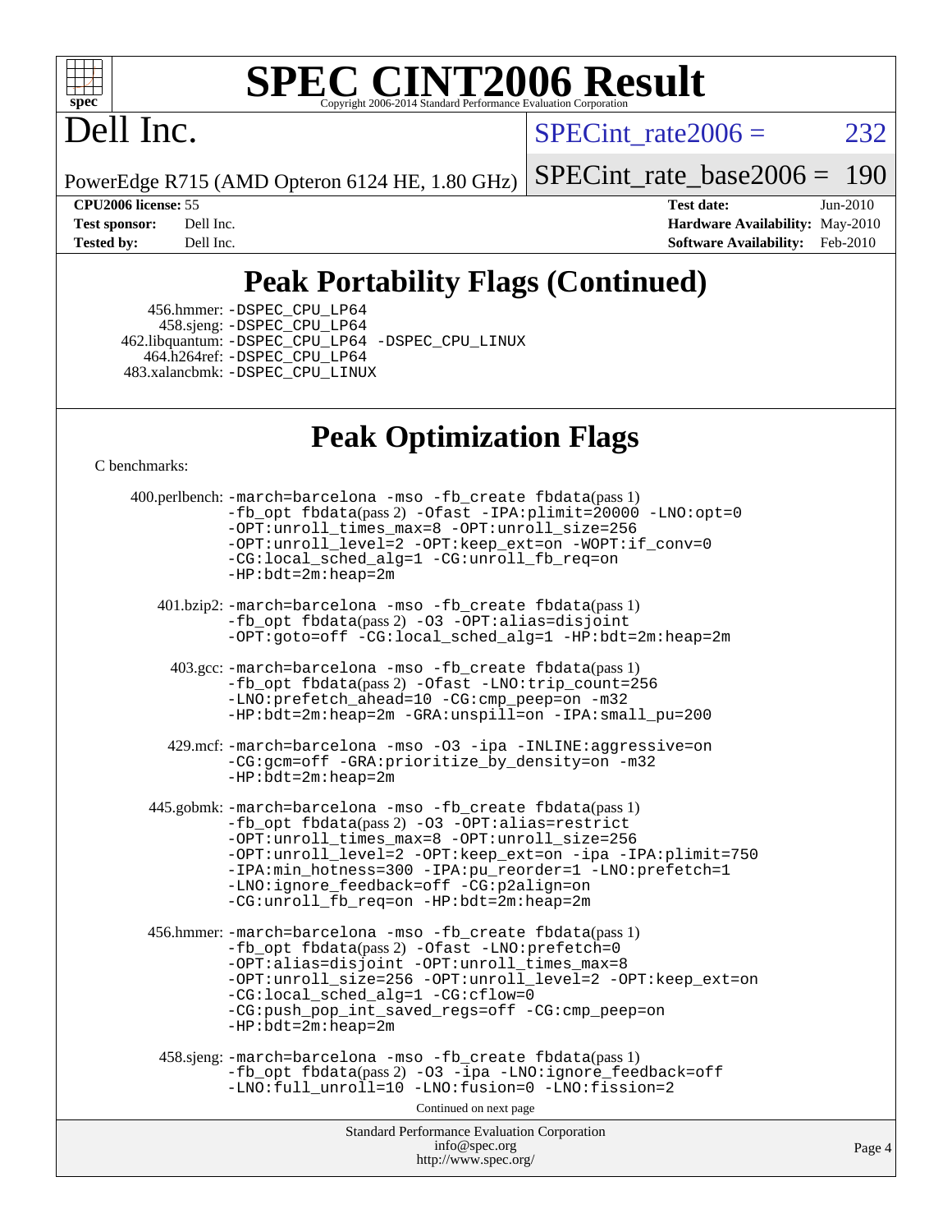# SPEC CINT2006 Result

Copyright 2006-2014 Standard Performance Evaluation Corporation

# Dell Inc.

PowerEdge R715 (AMD Opteron 6124 HE, 1.80 GHz)

SPECint_rate2006 = 232

SPECint_rate_base2006 = 190

**CPU2006 license:** 55

**Test sponsor:** Dell Inc.

**Tested by:** Dell Inc.

**Test date:** Jun-2010

**Hardware Availability:** May-2010

**Software Availability:** Feb-2010

## Peak Portability Flags (Continued)

456.hmmer: -DSPEC_CPU_LP64

458.sjeng: -DSPEC_CPU_LP64

462.libquantum: -DSPEC_CPU_LP64 -DSPEC_CPU_LINUX

464.h264ref: -DSPEC_CPU_LP64

483.xalancbmk: -DSPEC_CPU_LINUX

## Peak Optimization Flags

C benchmarks:

400.perlbench: -march=barcelona -mso -fb_create fbdata(pass 1) -fb_opt fbdata(pass 2) -Ofast -IPA:plimit=20000 -LNO:opt=0 -OPT:unroll_times_max=8 -OPT:unroll_size=256 -OPT:unroll_level=2 -OPT:keep_ext=on -WOPT:if_conv=0 -CG:local_sched_alg=1 -CG:unroll_fb_req=on -HP:bdt=2m:heap=2m

401.bzip2: -march=barcelona -mso -fb_create fbdata(pass 1) -fb_opt fbdata(pass 2) -O3 -OPT:alias=disjoint -OPT:goto=off -CG:local_sched_alg=1 -HP:bdt=2m:heap=2m

403.gcc: -march=barcelona -mso -fb_create fbdata(pass 1) -fb_opt fbdata(pass 2) -Ofast -LNO:trip_count=256 -LNO:prefetch_ahead=10 -CG:cmp_peep=on -m32 -HP:bdt=2m:heap=2m -GRA:unspill=on -IPA:small_pu=200

429.mcf: -march=barcelona -mso -O3 -ipa -INLINE:aggressive=on -CG:gcm=off -GRA:prioritize_by_density=on -m32 -HP:bdt=2m:heap=2m

445.gobmk: -march=barcelona -mso -fb_create fbdata(pass 1) -fb_opt fbdata(pass 2) -O3 -OPT:alias=restrict -OPT:unroll_times_max=8 -OPT:unroll_size=256 -OPT:unroll_level=2 -OPT:keep_ext=on -ipa -IPA:plimit=750 -IPA:min_hotness=300 -IPA:pu_reorder=1 -LNO:prefetch=1 -LNO:ignore_feedback=off -CG:p2align=on -CG:unroll_fb_req=on -HP:bdt=2m:heap=2m

456.hmmer: -march=barcelona -mso -fb_create fbdata(pass 1) -fb_opt fbdata(pass 2) -Ofast -LNO:prefetch=0 -OPT:alias=disjoint -OPT:unroll_times_max=8 -OPT:unroll_size=256 -OPT:unroll_level=2 -OPT:keep_ext=on -CG:local_sched_alg=1 -CG:cflow=0 -CG:push_pop_int_saved_regs=off -CG:cmp_peep=on -HP:bdt=2m:heap=2m

458.sjeng: -march=barcelona -mso -fb_create fbdata(pass 1) -fb_opt fbdata(pass 2) -O3 -ipa -LNO:ignore_feedback=off -LNO:full_unroll=10 -LNO:fusion=0 -LNO:fission=2

Continued on next page

Standard Performance Evaluation Corporation
info@spec.org
http://www.spec.org/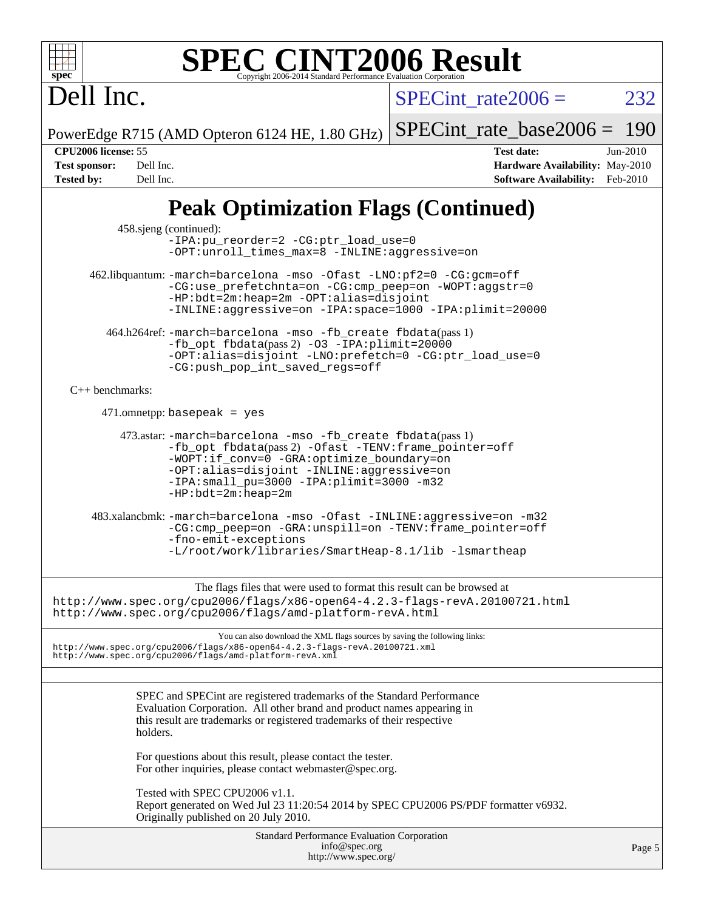# Peak Optimization Flags (Continued)

458.sjeng (continued):
```
-IPA:pu_reorder=2 -CG:ptr_load_use=0
-OPT:unroll_times_max=8 -INLINE:aggressive=on
```

462.libquantum:
```
-march=barcelona -mso -Ofast -LNO:pf2=0 -CG:gcm=off
-CG:use_prefetchnta=on -CG:cmp_peep=on -WOPT:aggstr=0
-HP:bdt=2m:heap=2m -OPT:alias=disjoint
-INLINE:aggressive=on -IPA:space=1000 -IPA:plimit=20000
```

464.h264ref:
```
-march=barcelona -mso -fb_create fbdata(pass 1)
-fb_opt fbdata(pass 2) -O3 -IPA:plimit=20000
-OPT:alias=disjoint -LNO:prefetch=0 -CG:ptr_load_use=0
-CG:push_pop_int_saved_regs=off
```

C++ benchmarks:

471.omnetpp: `basepeak = yes`

473.astar:
```
-march=barcelona -mso -fb_create fbdata(pass 1)
-fb_opt fbdata(pass 2) -Ofast -TENV:frame_pointer=off
-WOPT:if_conv=0 -GRA:optimize_boundary=on
-OPT:alias=disjoint -INLINE:aggressive=on
-IPA:small_pu=3000 -IPA:plimit=3000 -m32
-HP:bdt=2m:heap=2m
```

483.xalancbmk:
```
-march=barcelona -mso -Ofast -INLINE:aggressive=on -m32
-CG:cmp_peep=on -GRA:unspill=on -TENV:frame_pointer=off
-fno-emit-exceptions
-L/root/work/libraries/SmartHeap-8.1/lib -lsmartheap
```

The flags files that were used to format this result can be browsed at
http://www.spec.org/cpu2006/flags/x86-open64-4.2.3-flags-revA.20100721.html
http://www.spec.org/cpu2006/flags/amd-platform-revA.html

You can also download the XML flags sources by saving the following links:
http://www.spec.org/cpu2006/flags/x86-open64-4.2.3-flags-revA.20100721.xml
http://www.spec.org/cpu2006/flags/amd-platform-revA.xml

SPEC and SPECint are registered trademarks of the Standard Performance Evaluation Corporation. All other brand and product names appearing in this result are trademarks or registered trademarks of their respective holders.

For questions about this result, please contact the tester.
For other inquiries, please contact webmaster@spec.org.

Tested with SPEC CPU2006 v1.1.
Report generated on Wed Jul 23 11:20:54 2014 by SPEC CPU2006 PS/PDF formatter v6932.
Originally published on 20 July 2010.